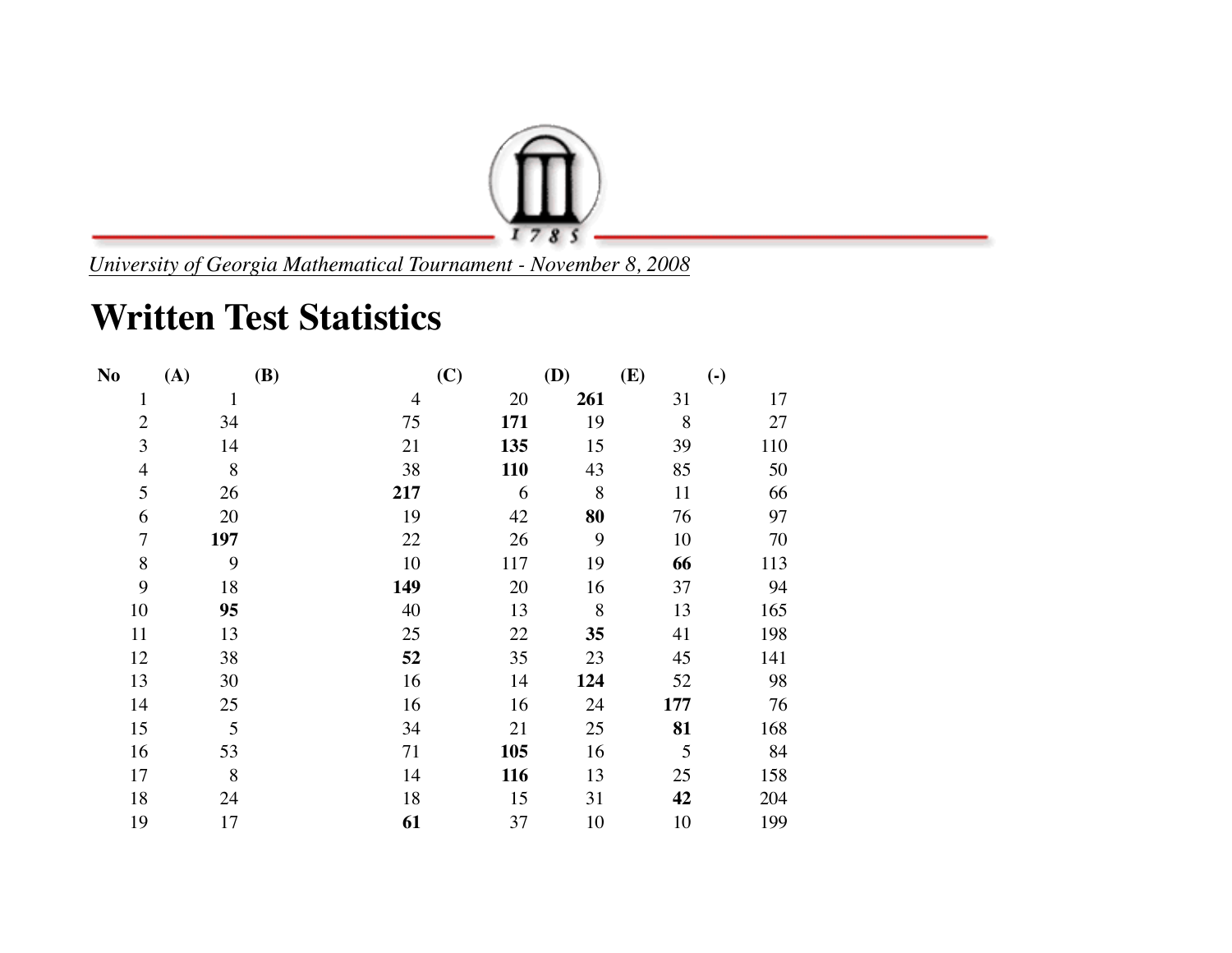*University of Georgia Mathematical Tournament - November 8, 2008*

# Written Test Statistics

| No | (A) | (B) | (C) | (D) | (E) | (-) |
|---|---|---|---|---|---|---|
| 1 | 1 | 4 | 20 | **261** | 31 | 17 |
| 2 | 34 | 75 | **171** | 19 | 8 | 27 |
| 3 | 14 | 21 | **135** | 15 | 39 | 110 |
| 4 | 8 | 38 | **110** | 43 | 85 | 50 |
| 5 | 26 | **217** | 6 | 8 | 11 | 66 |
| 6 | 20 | 19 | 42 | **80** | 76 | 97 |
| 7 | **197** | 22 | 26 | 9 | 10 | 70 |
| 8 | 9 | 10 | 117 | 19 | **66** | 113 |
| 9 | 18 | **149** | 20 | 16 | 37 | 94 |
| 10 | **95** | 40 | 13 | 8 | 13 | 165 |
| 11 | 13 | 25 | 22 | **35** | 41 | 198 |
| 12 | 38 | **52** | 35 | 23 | 45 | 141 |
| 13 | 30 | 16 | 14 | **124** | 52 | 98 |
| 14 | 25 | 16 | 16 | 24 | **177** | 76 |
| 15 | 5 | 34 | 21 | 25 | **81** | 168 |
| 16 | 53 | 71 | **105** | 16 | 5 | 84 |
| 17 | 8 | 14 | **116** | 13 | 25 | 158 |
| 18 | 24 | 18 | 15 | 31 | **42** | 204 |
| 19 | 17 | **61** | 37 | 10 | 10 | 199 |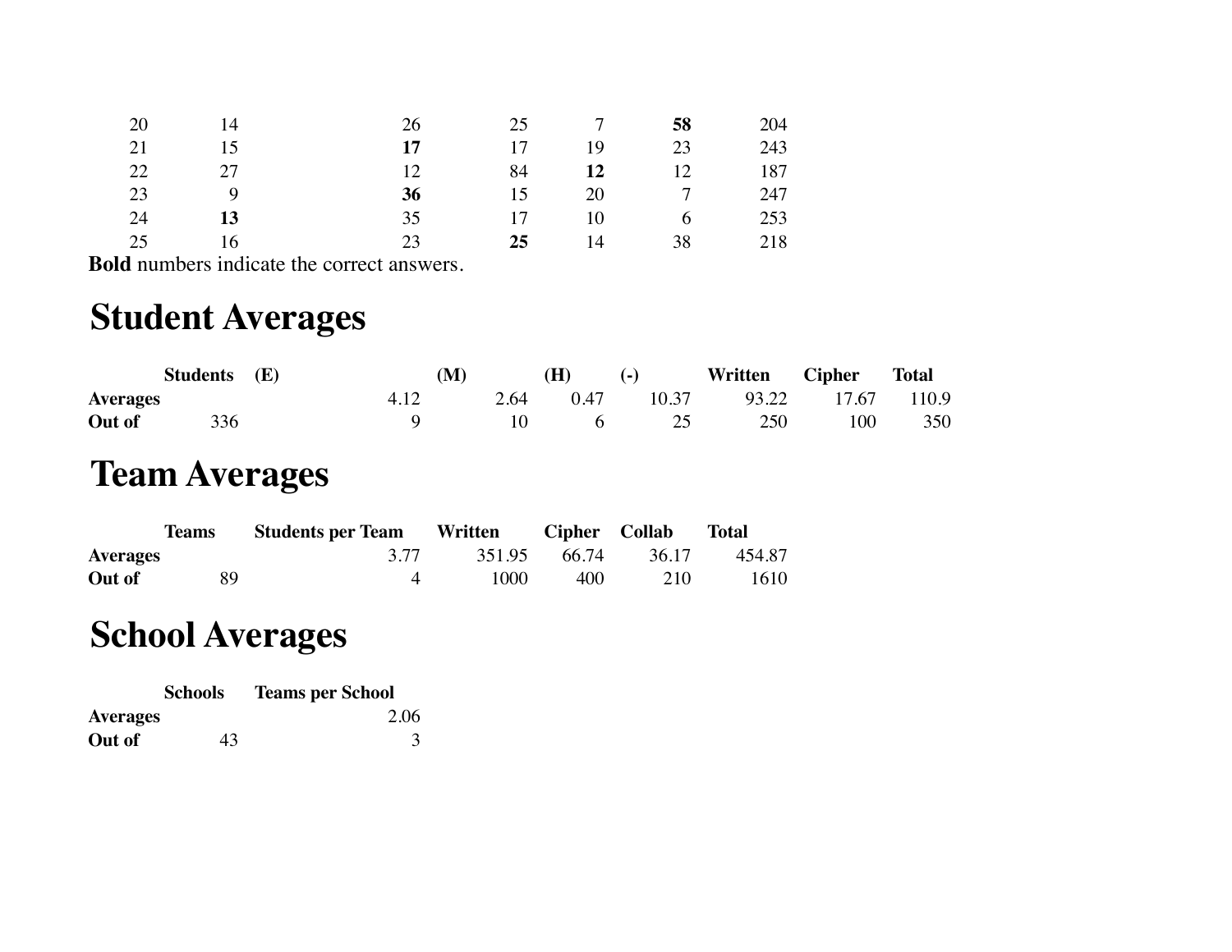| | | | | | | |
|---|---|---|---|---|---|---|
| 20 | 14 | 26 | 25 | 7 | **58** | 204 |
| 21 | 15 | **17** | 17 | 19 | 23 | 243 |
| 22 | 27 | 12 | 84 | **12** | 12 | 187 |
| 23 | 9 | **36** | 15 | 20 | 7 | 247 |
| 24 | **13** | 35 | 17 | 10 | 6 | 253 |
| 25 | 16 | 23 | **25** | 14 | 38 | 218 |

**Bold** numbers indicate the correct answers.

# Student Averages

| | Students | (E) | (M) | (H) | (-) | Written | Cipher | Total |
|---|---|---|---|---|---|---|---|---|
| **Averages** | | 4.12 | 2.64 | 0.47 | 10.37 | 93.22 | 17.67 | 110.9 |
| **Out of** | 336 | 9 | 10 | 6 | 25 | 250 | 100 | 350 |

# Team Averages

| | Teams | Students per Team | Written | Cipher | Collab | Total |
|---|---|---|---|---|---|---|
| **Averages** | | 3.77 | 351.95 | 66.74 | 36.17 | 454.87 |
| **Out of** | 89 | 4 | 1000 | 400 | 210 | 1610 |

# School Averages

| | Schools | Teams per School |
|---|---|---|
| **Averages** | | 2.06 |
| **Out of** | 43 | 3 |